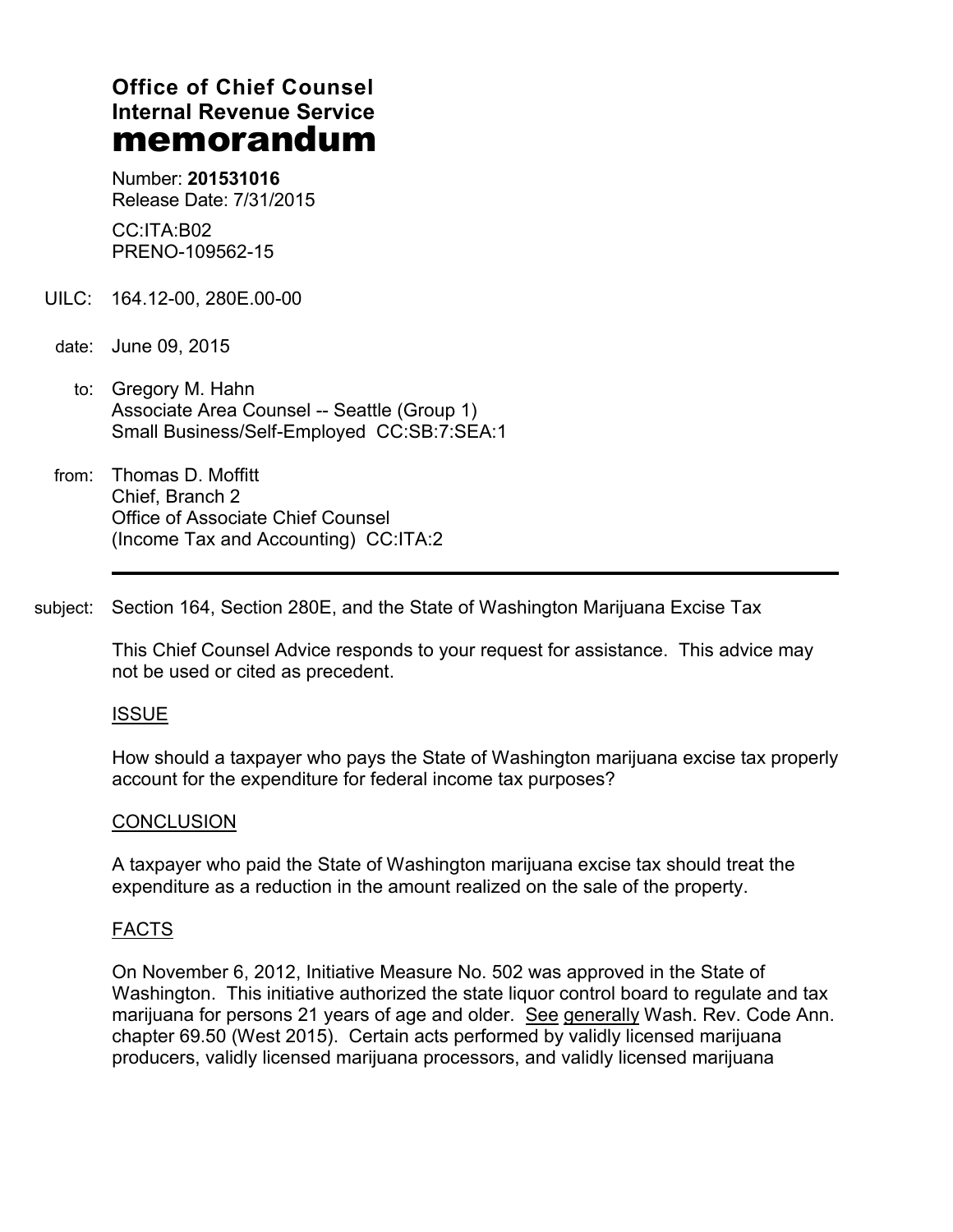# Office of Chief Counsel
# Internal Revenue Service
# memorandum

Number: **201531016**
Release Date: 7/31/2015

CC:ITA:B02
PRENO-109562-15

UILC: 164.12-00, 280E.00-00

date: June 09, 2015

to: Gregory M. Hahn
Associate Area Counsel -- Seattle (Group 1)
Small Business/Self-Employed CC:SB:7:SEA:1

from: Thomas D. Moffitt
Chief, Branch 2
Office of Associate Chief Counsel
(Income Tax and Accounting) CC:ITA:2

---

subject: Section 164, Section 280E, and the State of Washington Marijuana Excise Tax

This Chief Counsel Advice responds to your request for assistance. This advice may not be used or cited as precedent.

## ISSUE

How should a taxpayer who pays the State of Washington marijuana excise tax properly account for the expenditure for federal income tax purposes?

## CONCLUSION

A taxpayer who paid the State of Washington marijuana excise tax should treat the expenditure as a reduction in the amount realized on the sale of the property.

## FACTS

On November 6, 2012, Initiative Measure No. 502 was approved in the State of Washington. This initiative authorized the state liquor control board to regulate and tax marijuana for persons 21 years of age and older. See generally Wash. Rev. Code Ann. chapter 69.50 (West 2015). Certain acts performed by validly licensed marijuana producers, validly licensed marijuana processors, and validly licensed marijuana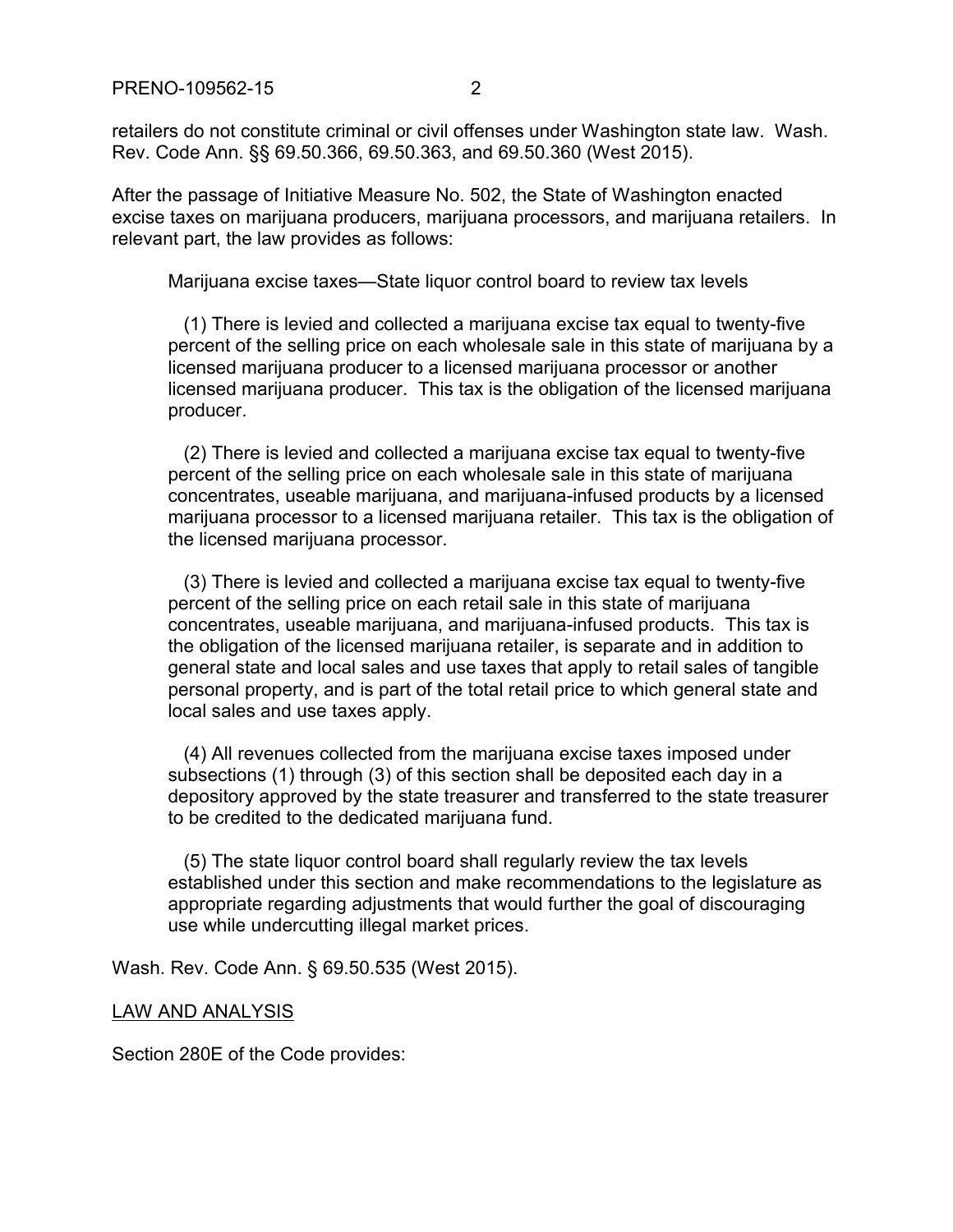retailers do not constitute criminal or civil offenses under Washington state law. Wash. Rev. Code Ann. §§ 69.50.366, 69.50.363, and 69.50.360 (West 2015).

After the passage of Initiative Measure No. 502, the State of Washington enacted excise taxes on marijuana producers, marijuana processors, and marijuana retailers. In relevant part, the law provides as follows:

> Marijuana excise taxes—State liquor control board to review tax levels
>
> (1) There is levied and collected a marijuana excise tax equal to twenty-five percent of the selling price on each wholesale sale in this state of marijuana by a licensed marijuana producer to a licensed marijuana processor or another licensed marijuana producer. This tax is the obligation of the licensed marijuana producer.
>
> (2) There is levied and collected a marijuana excise tax equal to twenty-five percent of the selling price on each wholesale sale in this state of marijuana concentrates, useable marijuana, and marijuana-infused products by a licensed marijuana processor to a licensed marijuana retailer. This tax is the obligation of the licensed marijuana processor.
>
> (3) There is levied and collected a marijuana excise tax equal to twenty-five percent of the selling price on each retail sale in this state of marijuana concentrates, useable marijuana, and marijuana-infused products. This tax is the obligation of the licensed marijuana retailer, is separate and in addition to general state and local sales and use taxes that apply to retail sales of tangible personal property, and is part of the total retail price to which general state and local sales and use taxes apply.
>
> (4) All revenues collected from the marijuana excise taxes imposed under subsections (1) through (3) of this section shall be deposited each day in a depository approved by the state treasurer and transferred to the state treasurer to be credited to the dedicated marijuana fund.
>
> (5) The state liquor control board shall regularly review the tax levels established under this section and make recommendations to the legislature as appropriate regarding adjustments that would further the goal of discouraging use while undercutting illegal market prices.

Wash. Rev. Code Ann. § 69.50.535 (West 2015).

## LAW AND ANALYSIS

Section 280E of the Code provides: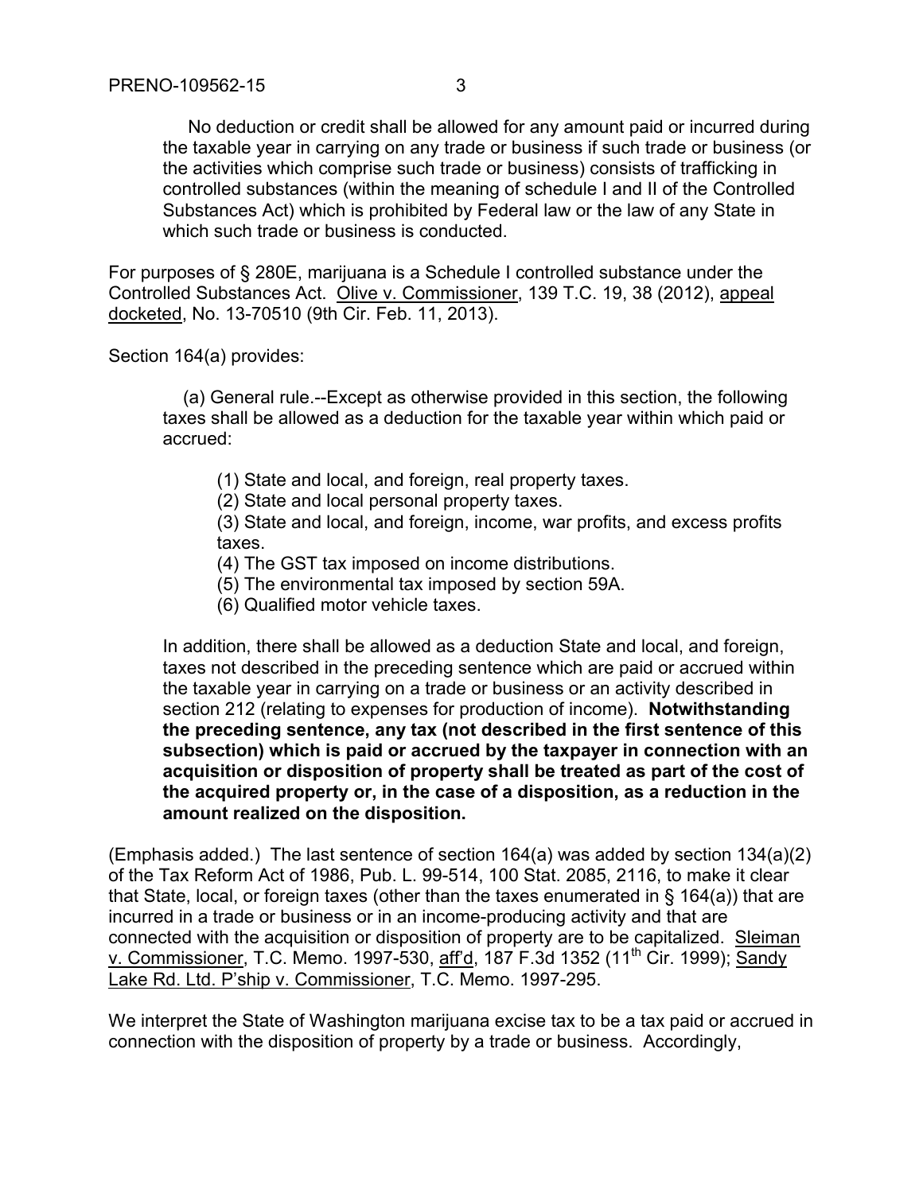> No deduction or credit shall be allowed for any amount paid or incurred during the taxable year in carrying on any trade or business if such trade or business (or the activities which comprise such trade or business) consists of trafficking in controlled substances (within the meaning of schedule I and II of the Controlled Substances Act) which is prohibited by Federal law or the law of any State in which such trade or business is conducted.

For purposes of § 280E, marijuana is a Schedule I controlled substance under the Controlled Substances Act. Olive v. Commissioner, 139 T.C. 19, 38 (2012), appeal docketed, No. 13-70510 (9th Cir. Feb. 11, 2013).

Section 164(a) provides:

> (a) General rule.--Except as otherwise provided in this section, the following taxes shall be allowed as a deduction for the taxable year within which paid or accrued:
>
> (1) State and local, and foreign, real property taxes.
> (2) State and local personal property taxes.
> (3) State and local, and foreign, income, war profits, and excess profits taxes.
> (4) The GST tax imposed on income distributions.
> (5) The environmental tax imposed by section 59A.
> (6) Qualified motor vehicle taxes.
>
> In addition, there shall be allowed as a deduction State and local, and foreign, taxes not described in the preceding sentence which are paid or accrued within the taxable year in carrying on a trade or business or an activity described in section 212 (relating to expenses for production of income). **Notwithstanding the preceding sentence, any tax (not described in the first sentence of this subsection) which is paid or accrued by the taxpayer in connection with an acquisition or disposition of property shall be treated as part of the cost of the acquired property or, in the case of a disposition, as a reduction in the amount realized on the disposition.**

(Emphasis added.) The last sentence of section 164(a) was added by section 134(a)(2) of the Tax Reform Act of 1986, Pub. L. 99-514, 100 Stat. 2085, 2116, to make it clear that State, local, or foreign taxes (other than the taxes enumerated in § 164(a)) that are incurred in a trade or business or in an income-producing activity and that are connected with the acquisition or disposition of property are to be capitalized. Sleiman v. Commissioner, T.C. Memo. 1997-530, aff'd, 187 F.3d 1352 (11th Cir. 1999); Sandy Lake Rd. Ltd. P'ship v. Commissioner, T.C. Memo. 1997-295.

We interpret the State of Washington marijuana excise tax to be a tax paid or accrued in connection with the disposition of property by a trade or business. Accordingly,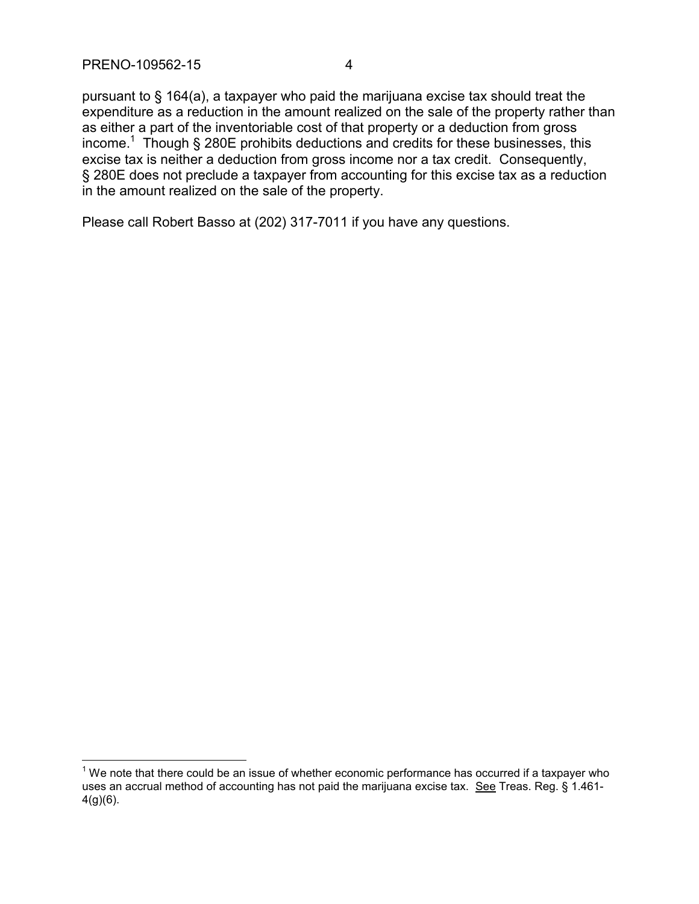pursuant to § 164(a), a taxpayer who paid the marijuana excise tax should treat the expenditure as a reduction in the amount realized on the sale of the property rather than as either a part of the inventoriable cost of that property or a deduction from gross income.[1] Though § 280E prohibits deductions and credits for these businesses, this excise tax is neither a deduction from gross income nor a tax credit. Consequently, § 280E does not preclude a taxpayer from accounting for this excise tax as a reduction in the amount realized on the sale of the property.

Please call Robert Basso at (202) 317-7011 if you have any questions.

---

[1] We note that there could be an issue of whether economic performance has occurred if a taxpayer who uses an accrual method of accounting has not paid the marijuana excise tax. See Treas. Reg. § 1.461-4(g)(6).